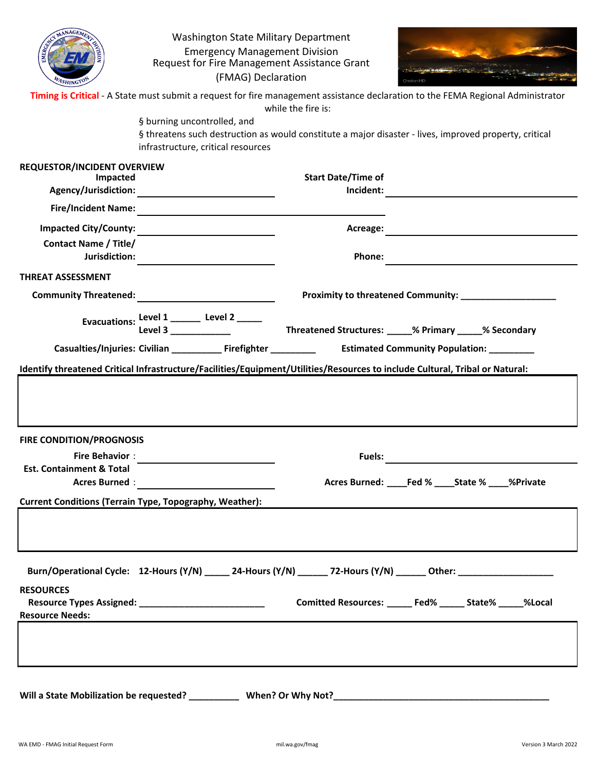# Washington State Military Department
## Emergency Management Division
## Request for Fire Management Assistance Grant (FMAG) Declaration

**Timing is Critical** - A State must submit a request for fire management assistance declaration to the FEMA Regional Administrator while the fire is:

- § burning uncontrolled, and
- § threatens such destruction as would constitute a major disaster - lives, improved property, critical infrastructure, critical resources

### REQUESTOR/INCIDENT OVERVIEW

**Impacted Agency/Jurisdiction:** ____________________ **Start Date/Time of Incident:** ____________________

**Fire/Incident Name:** ____________________

**Impacted City/County:** ____________________ **Acreage:** ____________________

**Contact Name / Title/ Jurisdiction:** ____________________ **Phone:** ____________________

### THREAT ASSESSMENT

**Community Threatened:** ____________________ **Proximity to threatened Community:** ____________________

**Evacuations:** Level 1 ______ Level 2 _____ Level 3 ____________ **Threatened Structures:** _____% Primary _____% Secondary

**Casualties/Injuries:** Civilian __________ Firefighter _________ **Estimated Community Population:** _________

**Identify threatened Critical Infrastructure/Facilities/Equipment/Utilities/Resources to include Cultural, Tribal or Natural:**

### FIRE CONDITION/PROGNOSIS

**Fire Behavior** : ____________________ **Fuels:** ____________________

**Est. Containment & Total Acres Burned** : ____________________ **Acres Burned:** ____Fed % ____State % ____%Private

**Current Conditions (Terrain Type, Topography, Weather):**

**Burn/Operational Cycle:** 12-Hours (Y/N) _____ 24-Hours (Y/N) ______ 72-Hours (Y/N) ______ Other: ___________________

### RESOURCES

**Resource Types Assigned:** _________________________ **Comitted Resources:** _____ Fed% _____ State% _____%Local

**Resource Needs:**

**Will a State Mobilization be requested?** __________ **When? Or Why Not?**_____________________________________________

WA EMD - FMAG Initial Request Form mil.wa.gov/fmag Version 3 March 2022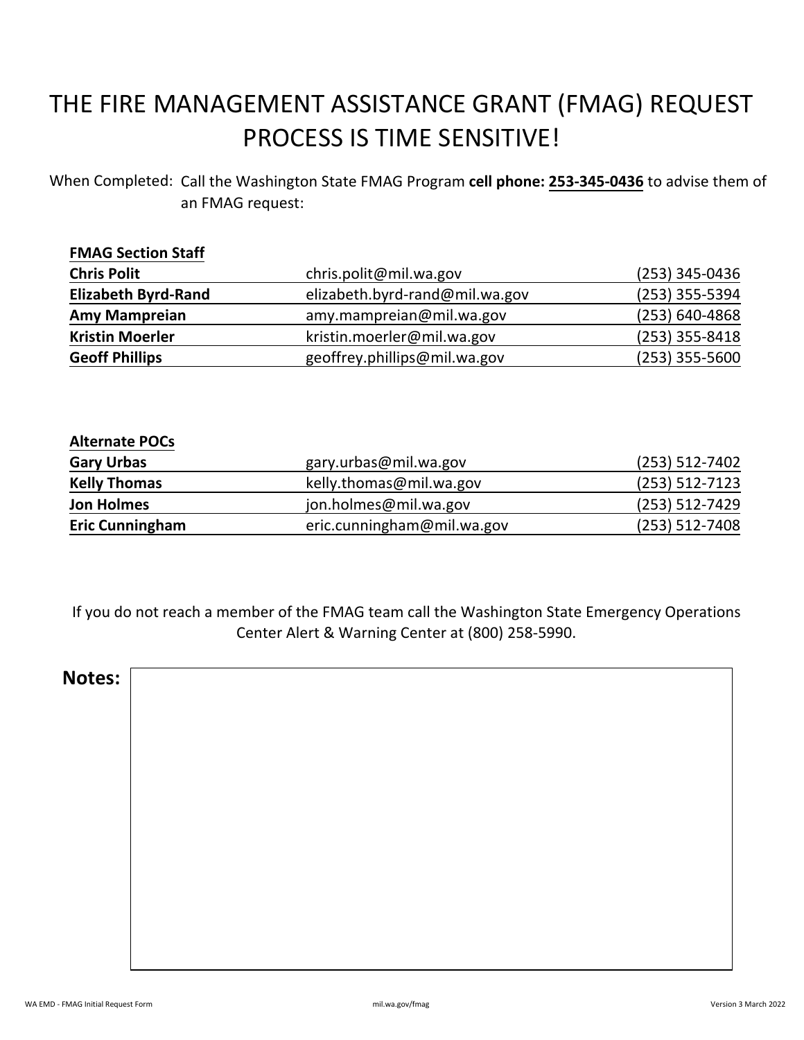# THE FIRE MANAGEMENT ASSISTANCE GRANT (FMAG) REQUEST PROCESS IS TIME SENSITIVE!

When Completed: Call the Washington State FMAG Program **cell phone: 253-345-0436** to advise them of an FMAG request:

| **FMAG Section Staff** | | |
|---|---|---|
| **Chris Polit** | chris.polit@mil.wa.gov | (253) 345-0436 |
| **Elizabeth Byrd-Rand** | elizabeth.byrd-rand@mil.wa.gov | (253) 355-5394 |
| **Amy Mampreian** | amy.mampreian@mil.wa.gov | (253) 640-4868 |
| **Kristin Moerler** | kristin.moerler@mil.wa.gov | (253) 355-8418 |
| **Geoff Phillips** | geoffrey.phillips@mil.wa.gov | (253) 355-5600 |

| **Alternate POCs** | | |
|---|---|---|
| **Gary Urbas** | gary.urbas@mil.wa.gov | (253) 512-7402 |
| **Kelly Thomas** | kelly.thomas@mil.wa.gov | (253) 512-7123 |
| **Jon Holmes** | jon.holmes@mil.wa.gov | (253) 512-7429 |
| **Eric Cunningham** | eric.cunningham@mil.wa.gov | (253) 512-7408 |

If you do not reach a member of the FMAG team call the Washington State Emergency Operations Center Alert & Warning Center at (800) 258-5990.

**Notes:**